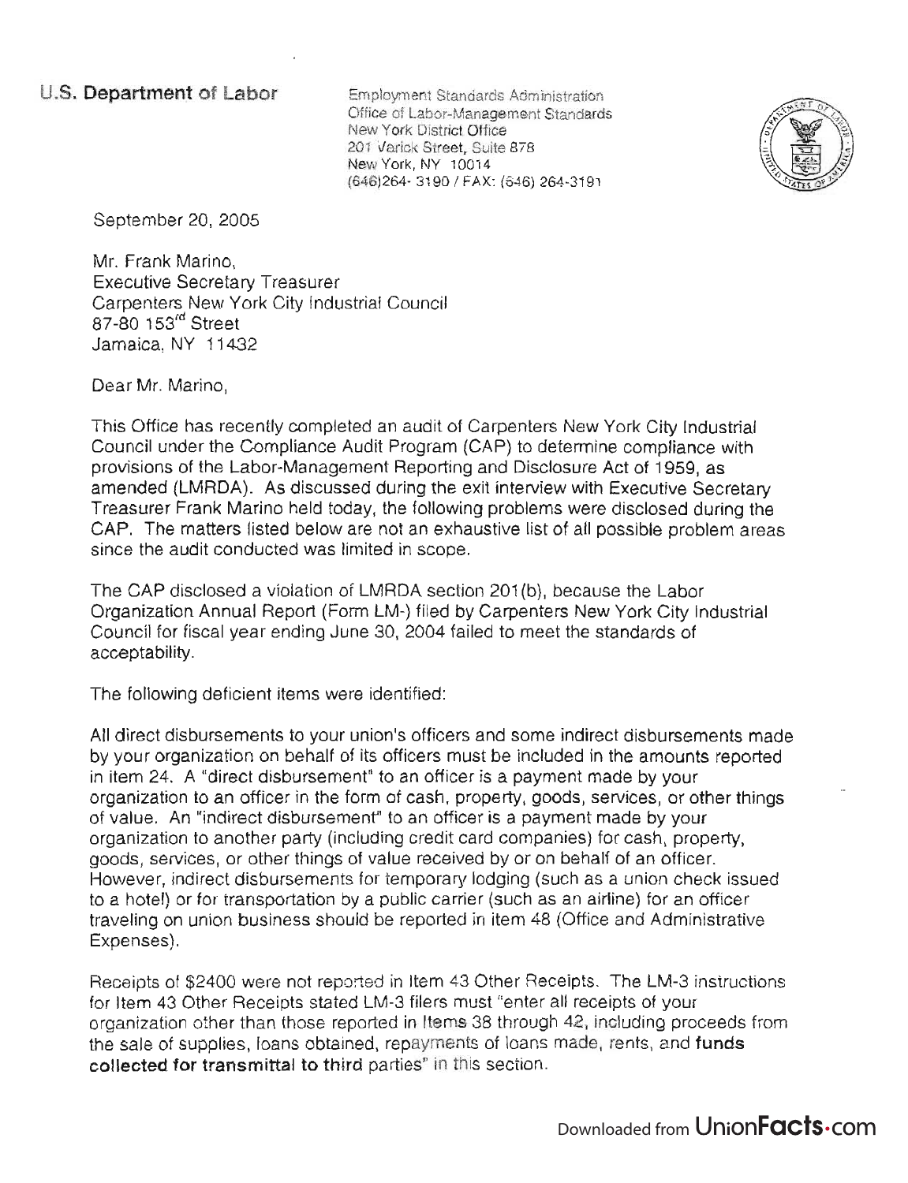**U.S. Department of Labor**

Employment Standards Administration
Office of Labor-Management Standards
New York District Office
201 Varick Street, Suite 878
New York, NY 10014
(646)264- 3190 / FAX: (646) 264-3191

September 20, 2005

Mr. Frank Marino,
Executive Secretary Treasurer
Carpenters New York City Industrial Council
87-80 153rd Street
Jamaica, NY 11432

Dear Mr. Marino,

This Office has recently completed an audit of Carpenters New York City Industrial Council under the Compliance Audit Program (CAP) to determine compliance with provisions of the Labor-Management Reporting and Disclosure Act of 1959, as amended (LMRDA). As discussed during the exit interview with Executive Secretary Treasurer Frank Marino held today, the following problems were disclosed during the CAP. The matters listed below are not an exhaustive list of all possible problem areas since the audit conducted was limited in scope.

The CAP disclosed a violation of LMRDA section 201(b), because the Labor Organization Annual Report (Form LM-) filed by Carpenters New York City Industrial Council for fiscal year ending June 30, 2004 failed to meet the standards of acceptability.

The following deficient items were identified:

All direct disbursements to your union's officers and some indirect disbursements made by your organization on behalf of its officers must be included in the amounts reported in item 24. A "direct disbursement" to an officer is a payment made by your organization to an officer in the form of cash, property, goods, services, or other things of value. An "indirect disbursement" to an officer is a payment made by your organization to another party (including credit card companies) for cash, property, goods, services, or other things of value received by or on behalf of an officer. However, indirect disbursements for temporary lodging (such as a union check issued to a hotel) or for transportation by a public carrier (such as an airline) for an officer traveling on union business should be reported in item 48 (Office and Administrative Expenses).

Receipts of $2400 were not reported in Item 43 Other Receipts. The LM-3 instructions for Item 43 Other Receipts stated LM-3 filers must "enter all receipts of your organization other than those reported in Items 38 through 42, including proceeds from the sale of supplies, loans obtained, repayments of loans made, rents, and **funds collected for transmittal to third** parties" in this section.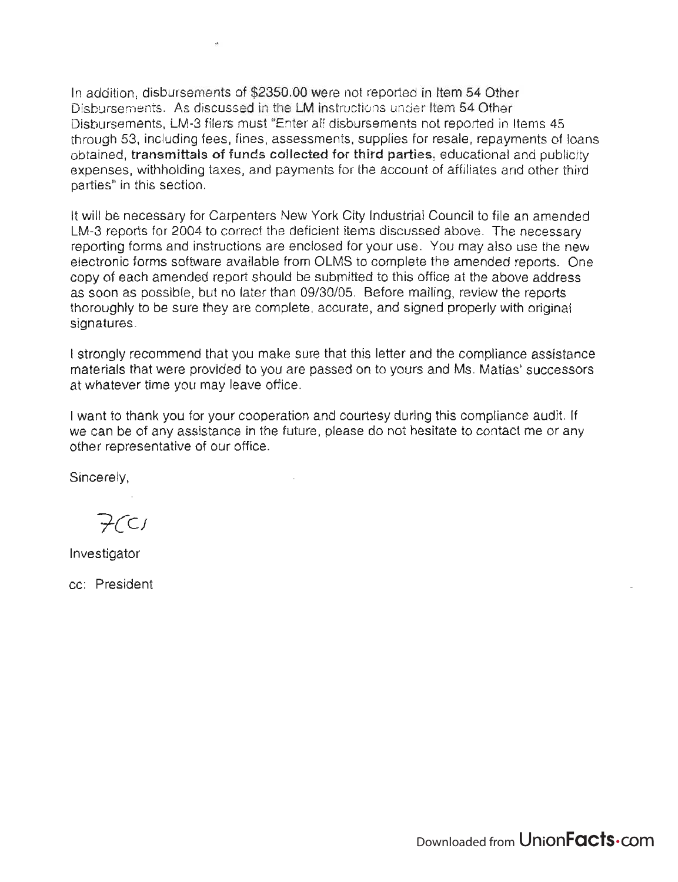In addition, disbursements of $2350.00 were not reported in Item 54 Other Disbursements. As discussed in the LM instructions under Item 54 Other Disbursements, LM-3 filers must "Enter all disbursements not reported in Items 45 through 53, including fees, fines, assessments, supplies for resale, repayments of loans obtained, **transmittals of funds collected for third parties**, educational and publicity expenses, withholding taxes, and payments for the account of affiliates and other third parties" in this section.

It will be necessary for Carpenters New York City Industrial Council to file an amended LM-3 reports for 2004 to correct the deficient items discussed above. The necessary reporting forms and instructions are enclosed for your use. You may also use the new electronic forms software available from OLMS to complete the amended reports. One copy of each amended report should be submitted to this office at the above address as soon as possible, but no later than 09/30/05. Before mailing, review the reports thoroughly to be sure they are complete, accurate, and signed properly with original signatures.

I strongly recommend that you make sure that this letter and the compliance assistance materials that were provided to you are passed on to yours and Ms. Matias' successors at whatever time you may leave office.

I want to thank you for your cooperation and courtesy during this compliance audit. If we can be of any assistance in the future, please do not hesitate to contact me or any other representative of our office.

Sincerely,

7(C)

Investigator

cc: President

Downloaded from UnionFacts.com